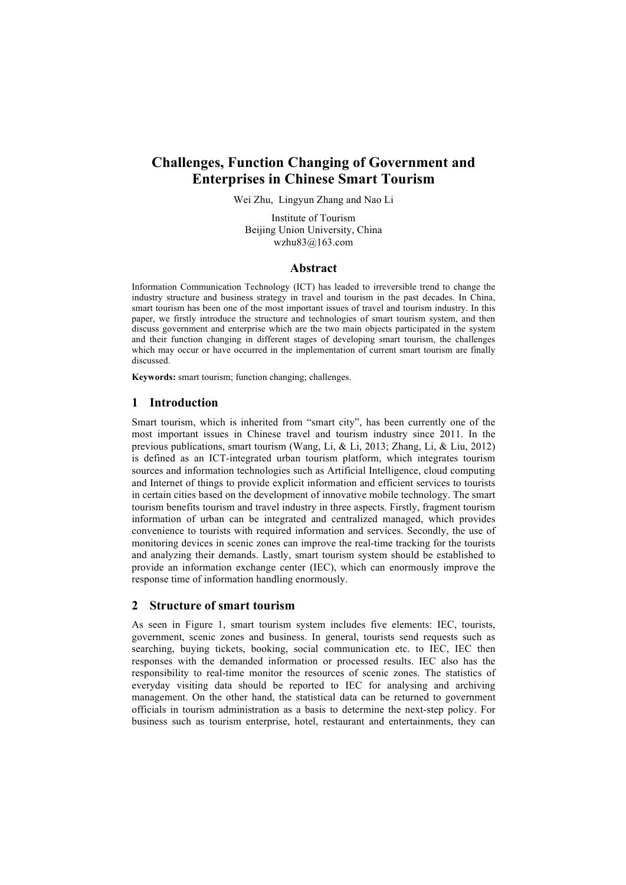# Challenges, Function Changing of Government and Enterprises in Chinese Smart Tourism

Wei Zhu, Lingyun Zhang and Nao Li

Institute of Tourism
Beijing Union University, China
wzhu83@163.com

## Abstract

Information Communication Technology (ICT) has leaded to irreversible trend to change the industry structure and business strategy in travel and tourism in the past decades. In China, smart tourism has been one of the most important issues of travel and tourism industry. In this paper, we firstly introduce the structure and technologies of smart tourism system, and then discuss government and enterprise which are the two main objects participated in the system and their function changing in different stages of developing smart tourism, the challenges which may occur or have occurred in the implementation of current smart tourism are finally discussed.

**Keywords:** smart tourism; function changing; challenges.

## 1 Introduction

Smart tourism, which is inherited from "smart city", has been currently one of the most important issues in Chinese travel and tourism industry since 2011. In the previous publications, smart tourism (Wang, Li, & Li, 2013; Zhang, Li, & Liu, 2012) is defined as an ICT-integrated urban tourism platform, which integrates tourism sources and information technologies such as Artificial Intelligence, cloud computing and Internet of things to provide explicit information and efficient services to tourists in certain cities based on the development of innovative mobile technology. The smart tourism benefits tourism and travel industry in three aspects. Firstly, fragment tourism information of urban can be integrated and centralized managed, which provides convenience to tourists with required information and services. Secondly, the use of monitoring devices in scenic zones can improve the real-time tracking for the tourists and analyzing their demands. Lastly, smart tourism system should be established to provide an information exchange center (IEC), which can enormously improve the response time of information handling enormously.

## 2 Structure of smart tourism

As seen in Figure 1, smart tourism system includes five elements: IEC, tourists, government, scenic zones and business. In general, tourists send requests such as searching, buying tickets, booking, social communication etc. to IEC, IEC then responses with the demanded information or processed results. IEC also has the responsibility to real-time monitor the resources of scenic zones. The statistics of everyday visiting data should be reported to IEC for analysing and archiving management. On the other hand, the statistical data can be returned to government officials in tourism administration as a basis to determine the next-step policy. For business such as tourism enterprise, hotel, restaurant and entertainments, they can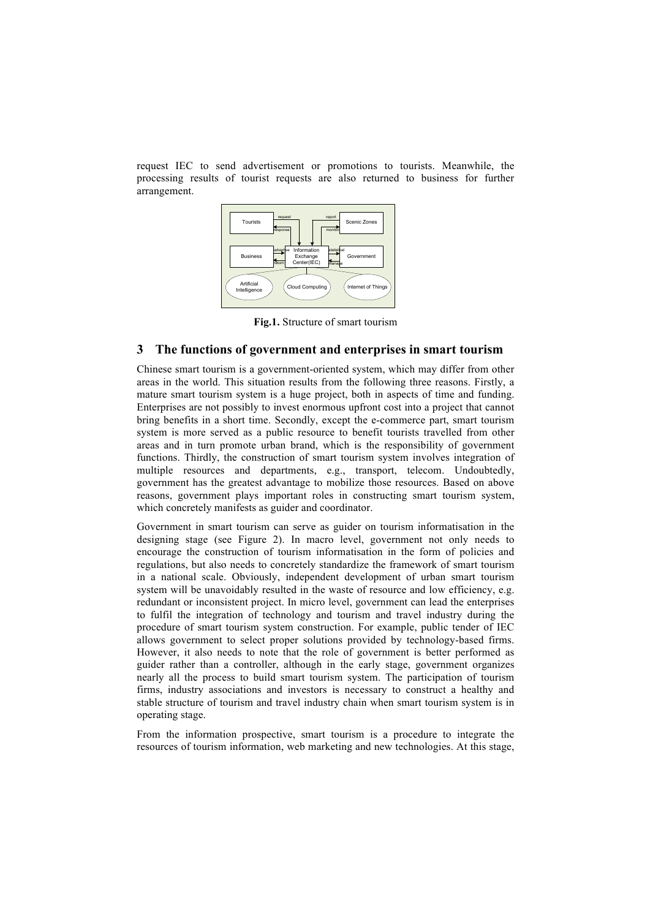request IEC to send advertisement or promotions to tourists. Meanwhile, the processing results of tourist requests are also returned to business for further arrangement.

**Fig.1.** Structure of smart tourism

## 3 The functions of government and enterprises in smart tourism

Chinese smart tourism is a government-oriented system, which may differ from other areas in the world. This situation results from the following three reasons. Firstly, a mature smart tourism system is a huge project, both in aspects of time and funding. Enterprises are not possibly to invest enormous upfront cost into a project that cannot bring benefits in a short time. Secondly, except the e-commerce part, smart tourism system is more served as a public resource to benefit tourists travelled from other areas and in turn promote urban brand, which is the responsibility of government functions. Thirdly, the construction of smart tourism system involves integration of multiple resources and departments, e.g., transport, telecom. Undoubtedly, government has the greatest advantage to mobilize those resources. Based on above reasons, government plays important roles in constructing smart tourism system, which concretely manifests as guider and coordinator.

Government in smart tourism can serve as guider on tourism informatisation in the designing stage (see Figure 2). In macro level, government not only needs to encourage the construction of tourism informatisation in the form of policies and regulations, but also needs to concretely standardize the framework of smart tourism in a national scale. Obviously, independent development of urban smart tourism system will be unavoidably resulted in the waste of resource and low efficiency, e.g. redundant or inconsistent project. In micro level, government can lead the enterprises to fulfil the integration of technology and tourism and travel industry during the procedure of smart tourism system construction. For example, public tender of IEC allows government to select proper solutions provided by technology-based firms. However, it also needs to note that the role of government is better performed as guider rather than a controller, although in the early stage, government organizes nearly all the process to build smart tourism system. The participation of tourism firms, industry associations and investors is necessary to construct a healthy and stable structure of tourism and travel industry chain when smart tourism system is in operating stage.

From the information prospective, smart tourism is a procedure to integrate the resources of tourism information, web marketing and new technologies. At this stage,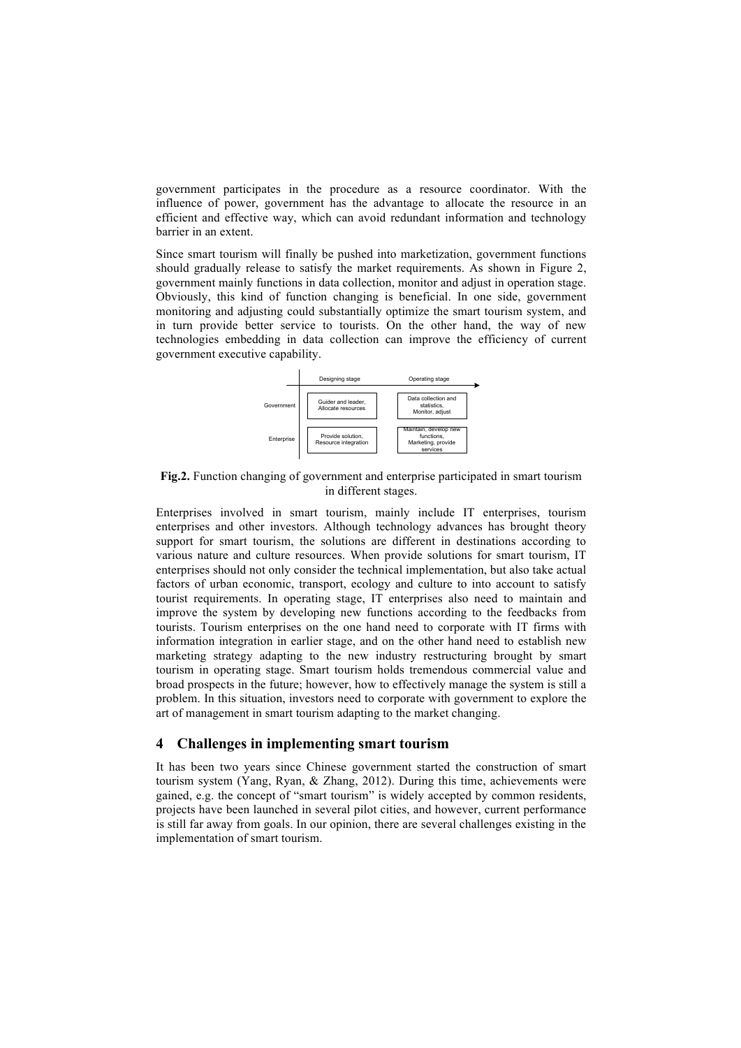government participates in the procedure as a resource coordinator. With the influence of power, government has the advantage to allocate the resource in an efficient and effective way, which can avoid redundant information and technology barrier in an extent.

Since smart tourism will finally be pushed into marketization, government functions should gradually release to satisfy the market requirements. As shown in Figure 2, government mainly functions in data collection, monitor and adjust in operation stage. Obviously, this kind of function changing is beneficial. In one side, government monitoring and adjusting could substantially optimize the smart tourism system, and in turn provide better service to tourists. On the other hand, the way of new technologies embedding in data collection can improve the efficiency of current government executive capability.

| | Designing stage | Operating stage |
| --- | --- | --- |
| Government | Guider and leader, Allocate resources | Data collection and statistics, Monitor, adjust |
| Enterprise | Provide solution, Resource integration | Maintain, develop new functions, Marketing, provide services |

**Fig.2.** Function changing of government and enterprise participated in smart tourism in different stages.

Enterprises involved in smart tourism, mainly include IT enterprises, tourism enterprises and other investors. Although technology advances has brought theory support for smart tourism, the solutions are different in destinations according to various nature and culture resources. When provide solutions for smart tourism, IT enterprises should not only consider the technical implementation, but also take actual factors of urban economic, transport, ecology and culture to into account to satisfy tourist requirements. In operating stage, IT enterprises also need to maintain and improve the system by developing new functions according to the feedbacks from tourists. Tourism enterprises on the one hand need to corporate with IT firms with information integration in earlier stage, and on the other hand need to establish new marketing strategy adapting to the new industry restructuring brought by smart tourism in operating stage. Smart tourism holds tremendous commercial value and broad prospects in the future; however, how to effectively manage the system is still a problem. In this situation, investors need to corporate with government to explore the art of management in smart tourism adapting to the market changing.

## 4 Challenges in implementing smart tourism

It has been two years since Chinese government started the construction of smart tourism system (Yang, Ryan, & Zhang, 2012). During this time, achievements were gained, e.g. the concept of "smart tourism" is widely accepted by common residents, projects have been launched in several pilot cities, and however, current performance is still far away from goals. In our opinion, there are several challenges existing in the implementation of smart tourism.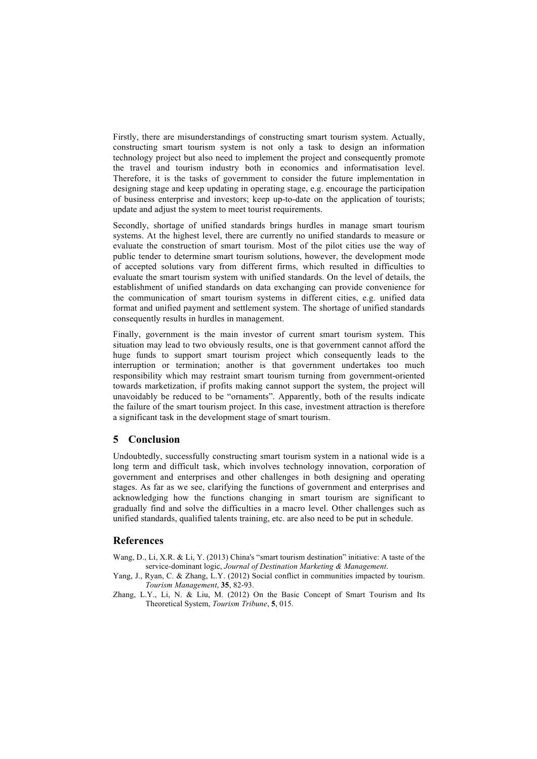Firstly, there are misunderstandings of constructing smart tourism system. Actually, constructing smart tourism system is not only a task to design an information technology project but also need to implement the project and consequently promote the travel and tourism industry both in economics and informatisation level. Therefore, it is the tasks of government to consider the future implementation in designing stage and keep updating in operating stage, e.g. encourage the participation of business enterprise and investors; keep up-to-date on the application of tourists; update and adjust the system to meet tourist requirements.

Secondly, shortage of unified standards brings hurdles in manage smart tourism systems. At the highest level, there are currently no unified standards to measure or evaluate the construction of smart tourism. Most of the pilot cities use the way of public tender to determine smart tourism solutions, however, the development mode of accepted solutions vary from different firms, which resulted in difficulties to evaluate the smart tourism system with unified standards. On the level of details, the establishment of unified standards on data exchanging can provide convenience for the communication of smart tourism systems in different cities, e.g. unified data format and unified payment and settlement system. The shortage of unified standards consequently results in hurdles in management.

Finally, government is the main investor of current smart tourism system. This situation may lead to two obviously results, one is that government cannot afford the huge funds to support smart tourism project which consequently leads to the interruption or termination; another is that government undertakes too much responsibility which may restraint smart tourism turning from government-oriented towards marketization, if profits making cannot support the system, the project will unavoidably be reduced to be "ornaments". Apparently, both of the results indicate the failure of the smart tourism project. In this case, investment attraction is therefore a significant task in the development stage of smart tourism.

## 5 Conclusion

Undoubtedly, successfully constructing smart tourism system in a national wide is a long term and difficult task, which involves technology innovation, corporation of government and enterprises and other challenges in both designing and operating stages. As far as we see, clarifying the functions of government and enterprises and acknowledging how the functions changing in smart tourism are significant to gradually find and solve the difficulties in a macro level. Other challenges such as unified standards, qualified talents training, etc. are also need to be put in schedule.

## References

Wang, D., Li, X.R. & Li, Y. (2013) China's "smart tourism destination" initiative: A taste of the service-dominant logic, *Journal of Destination Marketing & Management*.

Yang, J., Ryan, C. & Zhang, L.Y. (2012) Social conflict in communities impacted by tourism. *Tourism Management*, **35**, 82-93.

Zhang, L.Y., Li, N. & Liu, M. (2012) On the Basic Concept of Smart Tourism and Its Theoretical System, *Tourism Tribune*, **5**, 015.